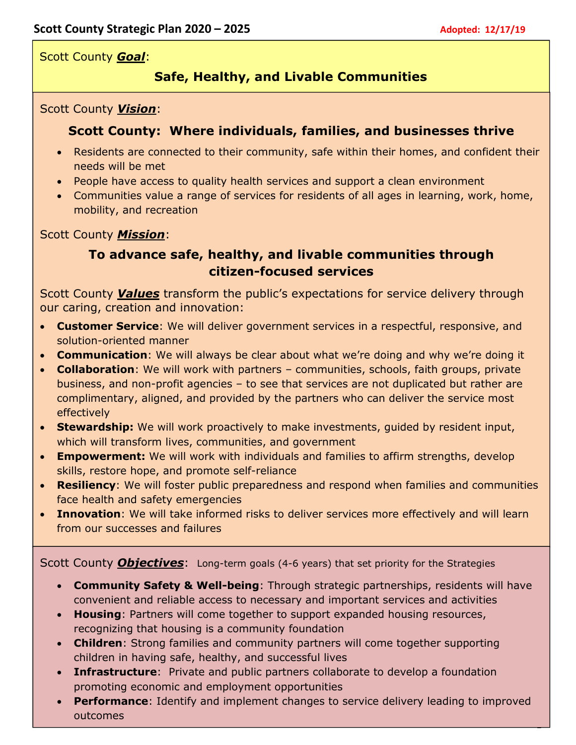# Scott County Strategic Plan 2020 – 2025

**Adopted: 12/17/19**

Scott County ***Goal***:

## Safe, Healthy, and Livable Communities

Scott County ***Vision***:

## Scott County: Where individuals, families, and businesses thrive

- Residents are connected to their community, safe within their homes, and confident their needs will be met
- People have access to quality health services and support a clean environment
- Communities value a range of services for residents of all ages in learning, work, home, mobility, and recreation

Scott County ***Mission***:

## To advance safe, healthy, and livable communities through citizen-focused services

Scott County ***Values*** transform the public's expectations for service delivery through our caring, creation and innovation:

- **Customer Service**: We will deliver government services in a respectful, responsive, and solution-oriented manner
- **Communication**: We will always be clear about what we're doing and why we're doing it
- **Collaboration**: We will work with partners – communities, schools, faith groups, private business, and non-profit agencies – to see that services are not duplicated but rather are complimentary, aligned, and provided by the partners who can deliver the service most effectively
- **Stewardship:** We will work proactively to make investments, guided by resident input, which will transform lives, communities, and government
- **Empowerment:** We will work with individuals and families to affirm strengths, develop skills, restore hope, and promote self-reliance
- **Resiliency**: We will foster public preparedness and respond when families and communities face health and safety emergencies
- **Innovation**: We will take informed risks to deliver services more effectively and will learn from our successes and failures

Scott County ***Objectives***: Long-term goals (4-6 years) that set priority for the Strategies

- **Community Safety & Well-being**: Through strategic partnerships, residents will have convenient and reliable access to necessary and important services and activities
- **Housing**: Partners will come together to support expanded housing resources, recognizing that housing is a community foundation
- **Children**: Strong families and community partners will come together supporting children in having safe, healthy, and successful lives
- **Infrastructure**: Private and public partners collaborate to develop a foundation promoting economic and employment opportunities
- **Performance**: Identify and implement changes to service delivery leading to improved outcomes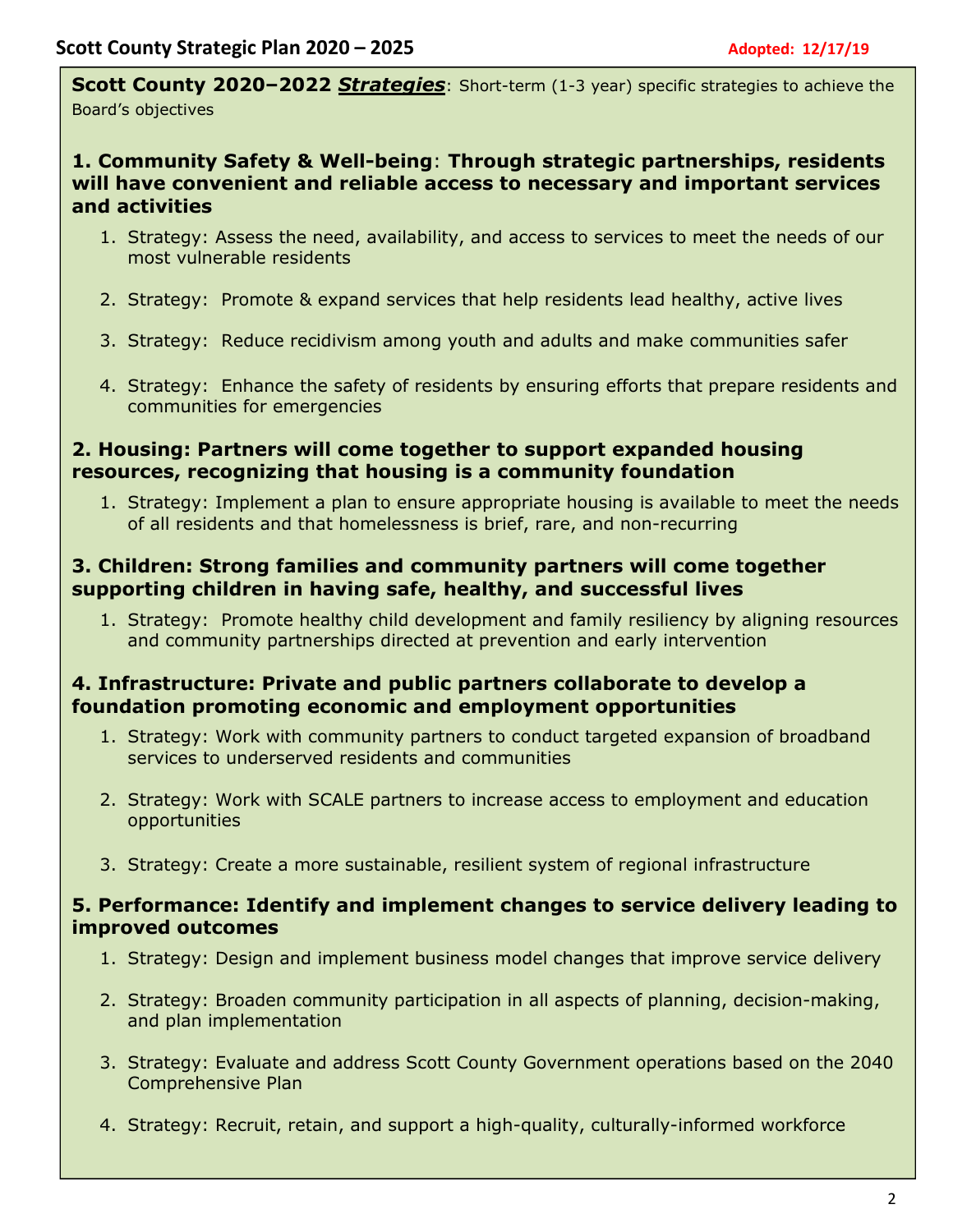**Scott County 2020–2022 *Strategies***: Short-term (1-3 year) specific strategies to achieve the Board's objectives

### 1. Community Safety & Well-being: Through strategic partnerships, residents will have convenient and reliable access to necessary and important services and activities

1. Strategy: Assess the need, availability, and access to services to meet the needs of our most vulnerable residents
2. Strategy: Promote & expand services that help residents lead healthy, active lives
3. Strategy: Reduce recidivism among youth and adults and make communities safer
4. Strategy: Enhance the safety of residents by ensuring efforts that prepare residents and communities for emergencies

### 2. Housing: Partners will come together to support expanded housing resources, recognizing that housing is a community foundation

1. Strategy: Implement a plan to ensure appropriate housing is available to meet the needs of all residents and that homelessness is brief, rare, and non-recurring

### 3. Children: Strong families and community partners will come together supporting children in having safe, healthy, and successful lives

1. Strategy: Promote healthy child development and family resiliency by aligning resources and community partnerships directed at prevention and early intervention

### 4. Infrastructure: Private and public partners collaborate to develop a foundation promoting economic and employment opportunities

1. Strategy: Work with community partners to conduct targeted expansion of broadband services to underserved residents and communities
2. Strategy: Work with SCALE partners to increase access to employment and education opportunities
3. Strategy: Create a more sustainable, resilient system of regional infrastructure

### 5. Performance: Identify and implement changes to service delivery leading to improved outcomes

1. Strategy: Design and implement business model changes that improve service delivery
2. Strategy: Broaden community participation in all aspects of planning, decision-making, and plan implementation
3. Strategy: Evaluate and address Scott County Government operations based on the 2040 Comprehensive Plan
4. Strategy: Recruit, retain, and support a high-quality, culturally-informed workforce